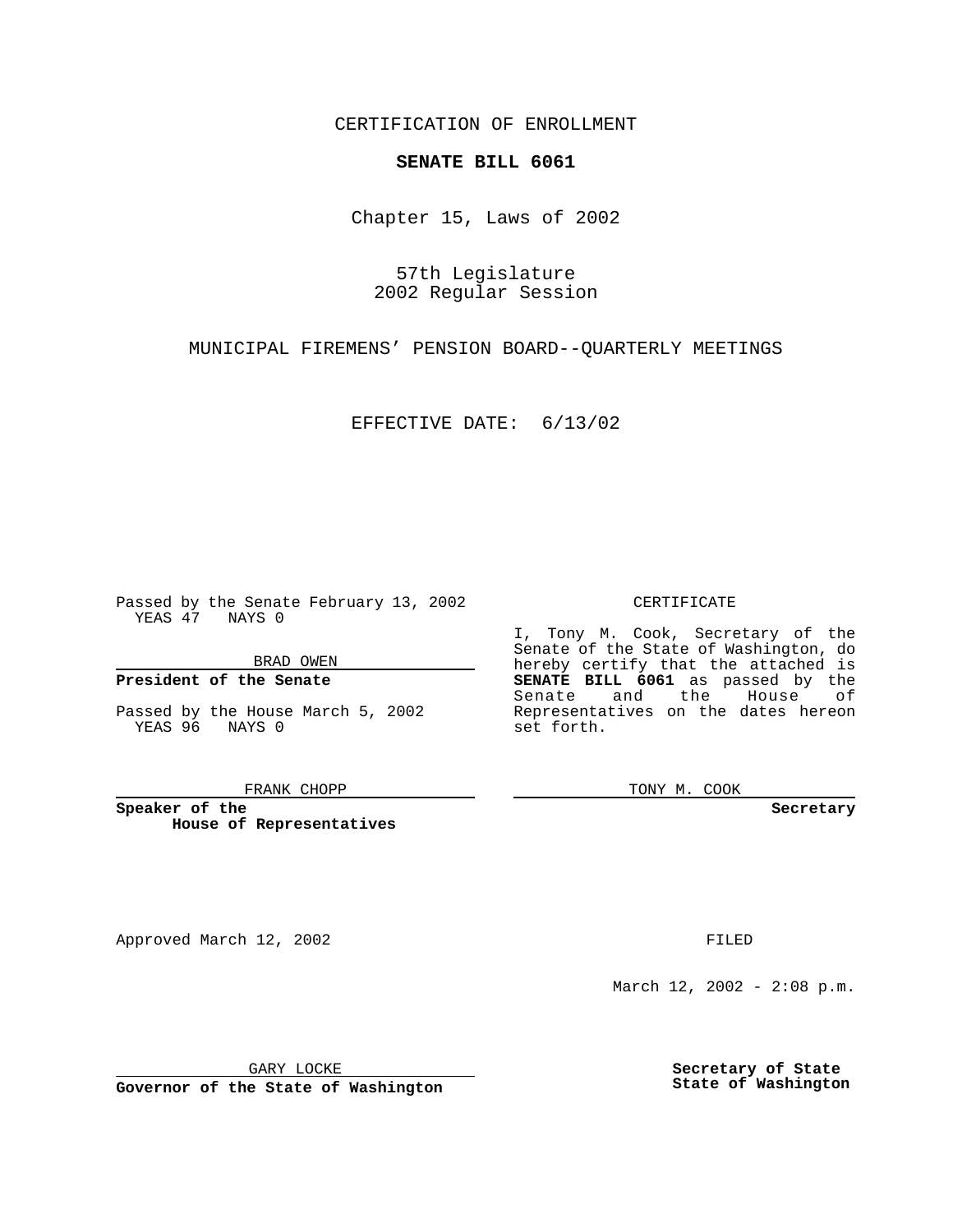CERTIFICATION OF ENROLLMENT

**SENATE BILL 6061**

Chapter 15, Laws of 2002

57th Legislature
2002 Regular Session

MUNICIPAL FIREMENS' PENSION BOARD--QUARTERLY MEETINGS

EFFECTIVE DATE: 6/13/02

Passed by the Senate February 13, 2002
YEAS 47 NAYS 0

BRAD OWEN

**President of the Senate**

Passed by the House March 5, 2002
YEAS 96 NAYS 0

FRANK CHOPP

**Speaker of the House of Representatives**

CERTIFICATE

I, Tony M. Cook, Secretary of the Senate of the State of Washington, do hereby certify that the attached is **SENATE BILL 6061** as passed by the Senate and the House of Representatives on the dates hereon set forth.

TONY M. COOK

**Secretary**

Approved March 12, 2002

GARY LOCKE

**Governor of the State of Washington**

FILED

March 12, 2002 - 2:08 p.m.

**Secretary of State**
**State of Washington**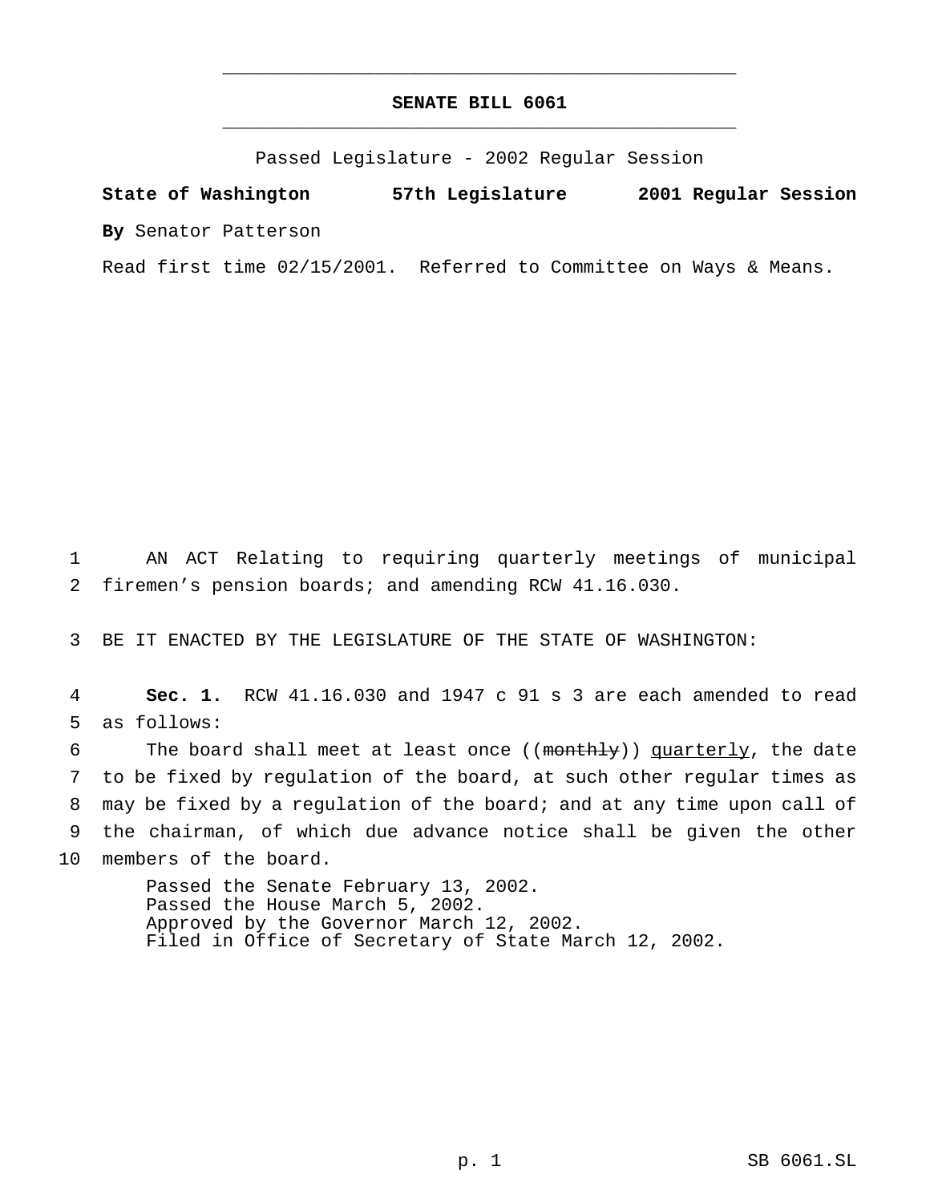# SENATE BILL 6061

Passed Legislature - 2002 Regular Session

**State of Washington 57th Legislature 2001 Regular Session**

**By** Senator Patterson

Read first time 02/15/2001. Referred to Committee on Ways & Means.

AN ACT Relating to requiring quarterly meetings of municipal firemen's pension boards; and amending RCW 41.16.030.

BE IT ENACTED BY THE LEGISLATURE OF THE STATE OF WASHINGTON:

**Sec. 1.** RCW 41.16.030 and 1947 c 91 s 3 are each amended to read as follows:

The board shall meet at least once ((~~monthly~~)) quarterly, the date to be fixed by regulation of the board, at such other regular times as may be fixed by a regulation of the board; and at any time upon call of the chairman, of which due advance notice shall be given the other members of the board.

Passed the Senate February 13, 2002.
Passed the House March 5, 2002.
Approved by the Governor March 12, 2002.
Filed in Office of Secretary of State March 12, 2002.